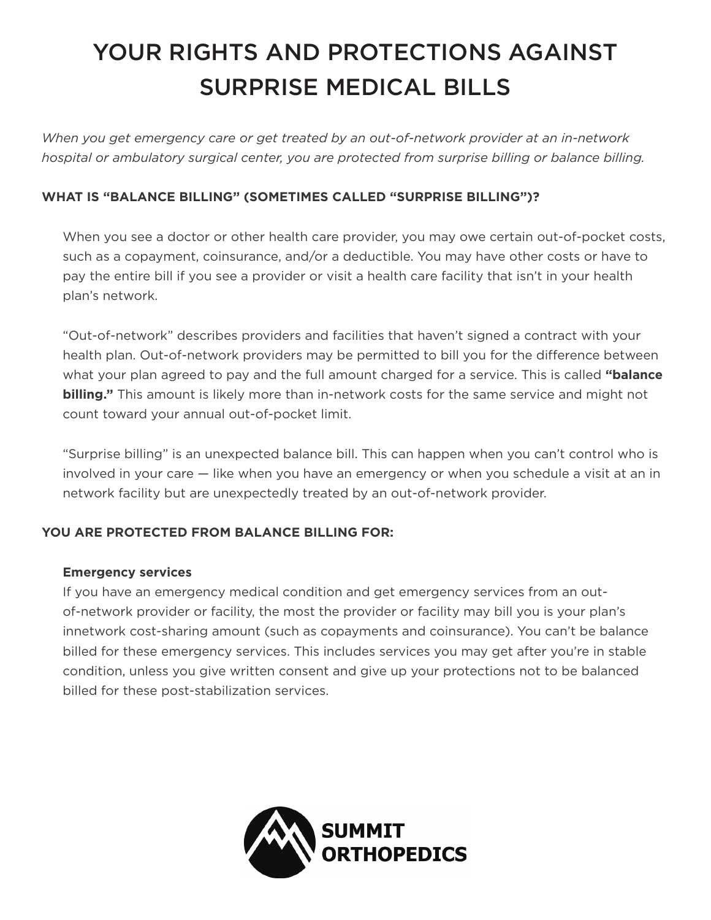# YOUR RIGHTS AND PROTECTIONS AGAINST SURPRISE MEDICAL BILLS

*When you get emergency care or get treated by an out-of-network provider at an in-network hospital or ambulatory surgical center, you are protected from surprise billing or balance billing.*

**WHAT IS “BALANCE BILLING” (SOMETIMES CALLED “SURPRISE BILLING”)?**

When you see a doctor or other health care provider, you may owe certain out-of-pocket costs, such as a copayment, coinsurance, and/or a deductible. You may have other costs or have to pay the entire bill if you see a provider or visit a health care facility that isn’t in your health plan’s network.

“Out-of-network” describes providers and facilities that haven’t signed a contract with your health plan. Out-of-network providers may be permitted to bill you for the difference between what your plan agreed to pay and the full amount charged for a service. This is called **“balance billing.”** This amount is likely more than in-network costs for the same service and might not count toward your annual out-of-pocket limit.

“Surprise billing” is an unexpected balance bill. This can happen when you can’t control who is involved in your care — like when you have an emergency or when you schedule a visit at an in network facility but are unexpectedly treated by an out-of-network provider.

**YOU ARE PROTECTED FROM BALANCE BILLING FOR:**

**Emergency services**
If you have an emergency medical condition and get emergency services from an out-of-network provider or facility, the most the provider or facility may bill you is your plan’s innetwork cost-sharing amount (such as copayments and coinsurance). You can’t be balance billed for these emergency services. This includes services you may get after you’re in stable condition, unless you give written consent and give up your protections not to be balanced billed for these post-stabilization services.

SUMMIT ORTHOPEDICS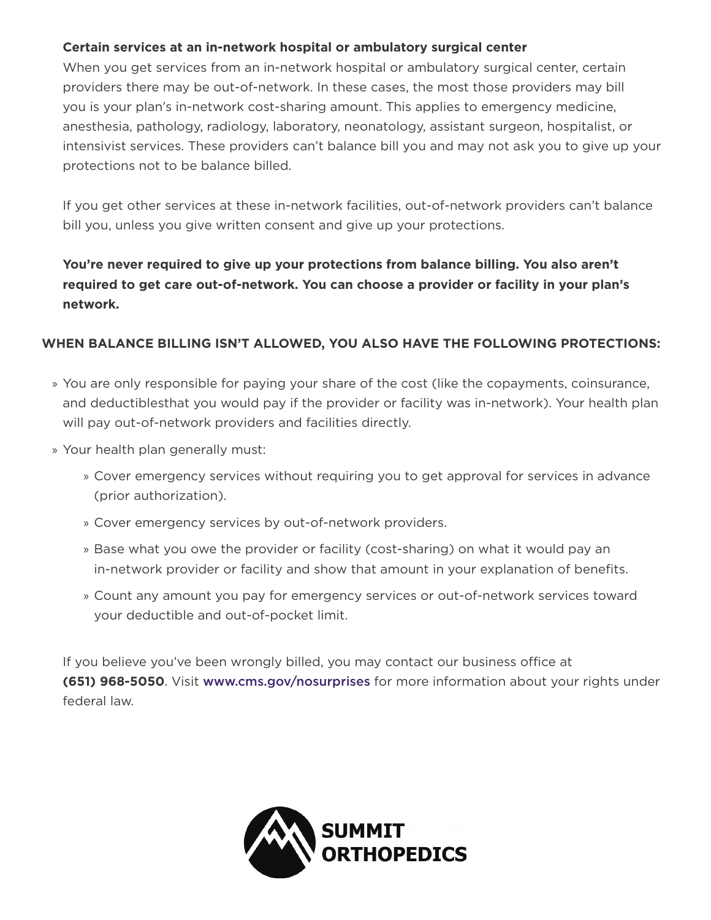**Certain services at an in-network hospital or ambulatory surgical center**

When you get services from an in-network hospital or ambulatory surgical center, certain providers there may be out-of-network. In these cases, the most those providers may bill you is your plan's in-network cost-sharing amount. This applies to emergency medicine, anesthesia, pathology, radiology, laboratory, neonatology, assistant surgeon, hospitalist, or intensivist services. These providers can't balance bill you and may not ask you to give up your protections not to be balance billed.

If you get other services at these in-network facilities, out-of-network providers can't balance bill you, unless you give written consent and give up your protections.

**You're never required to give up your protections from balance billing. You also aren't required to get care out-of-network. You can choose a provider or facility in your plan's network.**

**WHEN BALANCE BILLING ISN'T ALLOWED, YOU ALSO HAVE THE FOLLOWING PROTECTIONS:**

- You are only responsible for paying your share of the cost (like the copayments, coinsurance, and deductiblesthat you would pay if the provider or facility was in-network). Your health plan will pay out-of-network providers and facilities directly.
- Your health plan generally must:
  - Cover emergency services without requiring you to get approval for services in advance (prior authorization).
  - Cover emergency services by out-of-network providers.
  - Base what you owe the provider or facility (cost-sharing) on what it would pay an in-network provider or facility and show that amount in your explanation of benefits.
  - Count any amount you pay for emergency services or out-of-network services toward your deductible and out-of-pocket limit.

If you believe you've been wrongly billed, you may contact our business office at **(651) 968-5050**. Visit www.cms.gov/nosurprises for more information about your rights under federal law.

SUMMIT ORTHOPEDICS